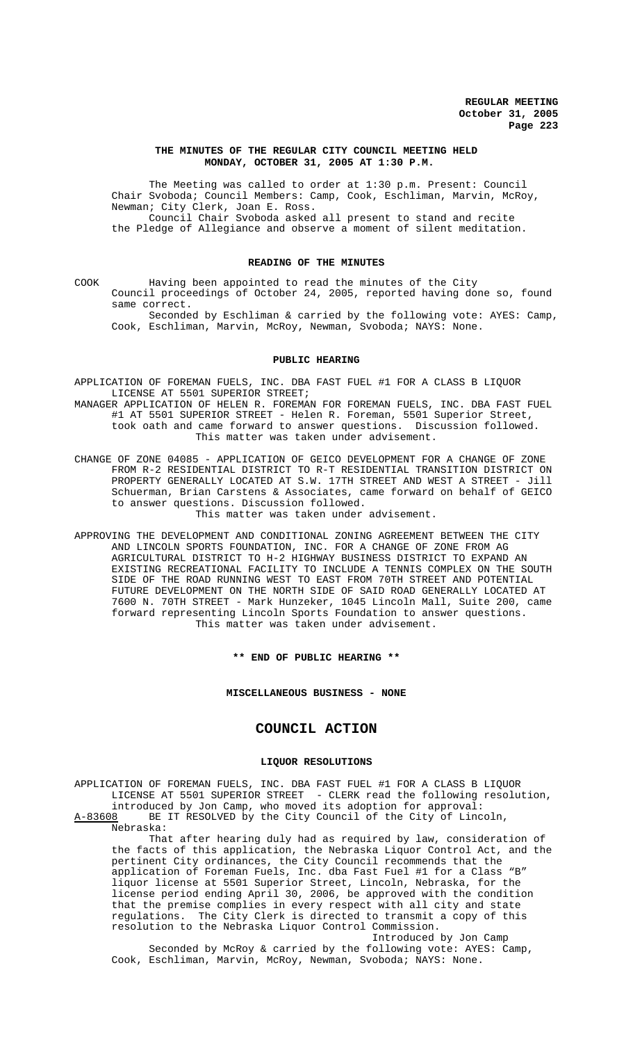**THE MINUTES OF THE REGULAR CITY COUNCIL MEETING HELD MONDAY, OCTOBER 31, 2005 AT 1:30 P.M.**

The Meeting was called to order at 1:30 p.m. Present: Council Chair Svoboda; Council Members: Camp, Cook, Eschliman, Marvin, McRoy, Newman; City Clerk, Joan E. Ross.

Council Chair Svoboda asked all present to stand and recite the Pledge of Allegiance and observe a moment of silent meditation.

**READING OF THE MINUTES**

COOK Having been appointed to read the minutes of the City Council proceedings of October 24, 2005, reported having done so, found same correct.

Seconded by Eschliman & carried by the following vote: AYES: Camp, Cook, Eschliman, Marvin, McRoy, Newman, Svoboda; NAYS: None.

**PUBLIC HEARING**

APPLICATION OF FOREMAN FUELS, INC. DBA FAST FUEL #1 FOR A CLASS B LIQUOR LICENSE AT 5501 SUPERIOR STREET;

MANAGER APPLICATION OF HELEN R. FOREMAN FOR FOREMAN FUELS, INC. DBA FAST FUEL #1 AT 5501 SUPERIOR STREET - Helen R. Foreman, 5501 Superior Street, took oath and came forward to answer questions. Discussion followed.

This matter was taken under advisement.

CHANGE OF ZONE 04085 - APPLICATION OF GEICO DEVELOPMENT FOR A CHANGE OF ZONE FROM R-2 RESIDENTIAL DISTRICT TO R-T RESIDENTIAL TRANSITION DISTRICT ON PROPERTY GENERALLY LOCATED AT S.W. 17TH STREET AND WEST A STREET - Jill Schuerman, Brian Carstens & Associates, came forward on behalf of GEICO to answer questions. Discussion followed.

This matter was taken under advisement.

APPROVING THE DEVELOPMENT AND CONDITIONAL ZONING AGREEMENT BETWEEN THE CITY AND LINCOLN SPORTS FOUNDATION, INC. FOR A CHANGE OF ZONE FROM AG AGRICULTURAL DISTRICT TO H-2 HIGHWAY BUSINESS DISTRICT TO EXPAND AN EXISTING RECREATIONAL FACILITY TO INCLUDE A TENNIS COMPLEX ON THE SOUTH SIDE OF THE ROAD RUNNING WEST TO EAST FROM 70TH STREET AND POTENTIAL FUTURE DEVELOPMENT ON THE NORTH SIDE OF SAID ROAD GENERALLY LOCATED AT 7600 N. 70TH STREET - Mark Hunzeker, 1045 Lincoln Mall, Suite 200, came forward representing Lincoln Sports Foundation to answer questions.

This matter was taken under advisement.

**\*\* END OF PUBLIC HEARING \*\***

**MISCELLANEOUS BUSINESS - NONE**

# COUNCIL ACTION

**LIQUOR RESOLUTIONS**

APPLICATION OF FOREMAN FUELS, INC. DBA FAST FUEL #1 FOR A CLASS B LIQUOR LICENSE AT 5501 SUPERIOR STREET - CLERK read the following resolution, introduced by Jon Camp, who moved its adoption for approval:

A-83608 BE IT RESOLVED by the City Council of the City of Lincoln, Nebraska:

That after hearing duly had as required by law, consideration of the facts of this application, the Nebraska Liquor Control Act, and the pertinent City ordinances, the City Council recommends that the application of Foreman Fuels, Inc. dba Fast Fuel #1 for a Class "B" liquor license at 5501 Superior Street, Lincoln, Nebraska, for the license period ending April 30, 2006, be approved with the condition that the premise complies in every respect with all city and state regulations. The City Clerk is directed to transmit a copy of this resolution to the Nebraska Liquor Control Commission.

Introduced by Jon Camp

Seconded by McRoy & carried by the following vote: AYES: Camp, Cook, Eschliman, Marvin, McRoy, Newman, Svoboda; NAYS: None.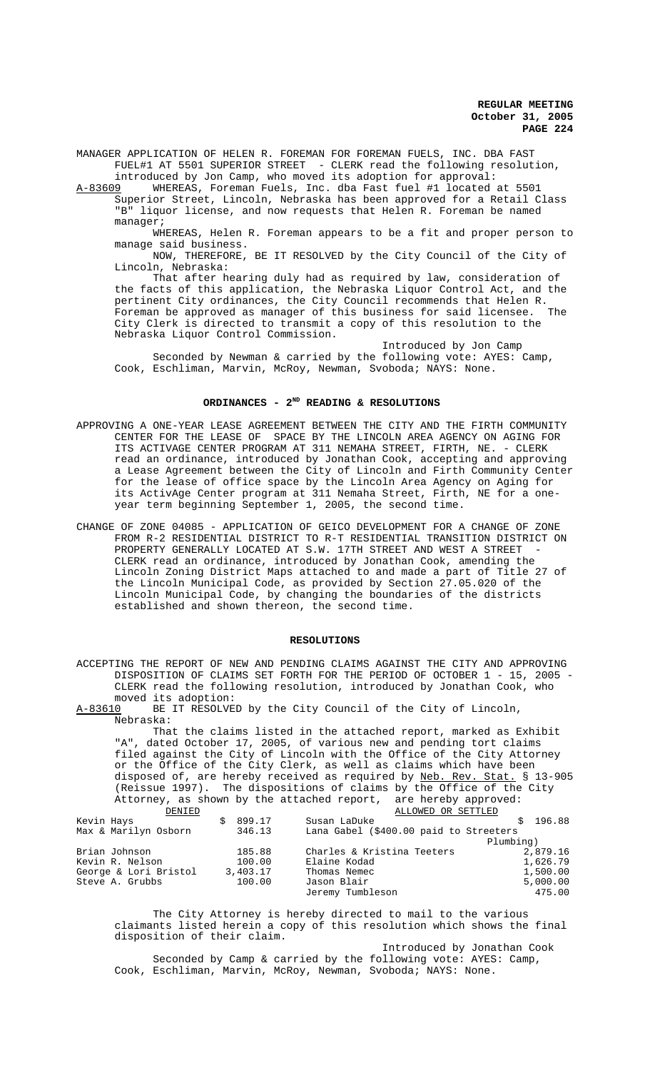MANAGER APPLICATION OF HELEN R. FOREMAN FOR FOREMAN FUELS, INC. DBA FAST FUEL#1 AT 5501 SUPERIOR STREET - CLERK read the following resolution, introduced by Jon Camp, who moved its adoption for approval:

A-83609 WHEREAS, Foreman Fuels, Inc. dba Fast fuel #1 located at 5501 Superior Street, Lincoln, Nebraska has been approved for a Retail Class "B" liquor license, and now requests that Helen R. Foreman be named manager;

WHEREAS, Helen R. Foreman appears to be a fit and proper person to manage said business.

NOW, THEREFORE, BE IT RESOLVED by the City Council of the City of Lincoln, Nebraska:

That after hearing duly had as required by law, consideration of the facts of this application, the Nebraska Liquor Control Act, and the pertinent City ordinances, the City Council recommends that Helen R. Foreman be approved as manager of this business for said licensee. The City Clerk is directed to transmit a copy of this resolution to the Nebraska Liquor Control Commission.

Introduced by Jon Camp

Seconded by Newman & carried by the following vote: AYES: Camp, Cook, Eschliman, Marvin, McRoy, Newman, Svoboda; NAYS: None.

## ORDINANCES - 2ND READING & RESOLUTIONS

APPROVING A ONE-YEAR LEASE AGREEMENT BETWEEN THE CITY AND THE FIRTH COMMUNITY CENTER FOR THE LEASE OF SPACE BY THE LINCOLN AREA AGENCY ON AGING FOR ITS ACTIVAGE CENTER PROGRAM AT 311 NEMAHA STREET, FIRTH, NE. - CLERK read an ordinance, introduced by Jonathan Cook, accepting and approving a Lease Agreement between the City of Lincoln and Firth Community Center for the lease of office space by the Lincoln Area Agency on Aging for its ActivAge Center program at 311 Nemaha Street, Firth, NE for a one-year term beginning September 1, 2005, the second time.

CHANGE OF ZONE 04085 - APPLICATION OF GEICO DEVELOPMENT FOR A CHANGE OF ZONE FROM R-2 RESIDENTIAL DISTRICT TO R-T RESIDENTIAL TRANSITION DISTRICT ON PROPERTY GENERALLY LOCATED AT S.W. 17TH STREET AND WEST A STREET - CLERK read an ordinance, introduced by Jonathan Cook, amending the Lincoln Zoning District Maps attached to and made a part of Title 27 of the Lincoln Municipal Code, as provided by Section 27.05.020 of the Lincoln Municipal Code, by changing the boundaries of the districts established and shown thereon, the second time.

## RESOLUTIONS

ACCEPTING THE REPORT OF NEW AND PENDING CLAIMS AGAINST THE CITY AND APPROVING DISPOSITION OF CLAIMS SET FORTH FOR THE PERIOD OF OCTOBER 1 - 15, 2005 - CLERK read the following resolution, introduced by Jonathan Cook, who moved its adoption:

A-83610 BE IT RESOLVED by the City Council of the City of Lincoln, Nebraska:

That the claims listed in the attached report, marked as Exhibit "A", dated October 17, 2005, of various new and pending tort claims filed against the City of Lincoln with the Office of the City Attorney or the Office of the City Clerk, as well as claims which have been disposed of, are hereby received as required by Neb. Rev. Stat. § 13-905 (Reissue 1997). The dispositions of claims by the Office of the City Attorney, as shown by the attached report, are hereby approved:

| DENIED | | ALLOWED OR SETTLED | |
|---|---|---|---|
| Kevin Hays | $ 899.17 | Susan LaDuke | $ 196.88 |
| Max & Marilyn Osborn | 346.13 | Lana Gabel ($400.00 paid to Streeters Plumbing) | |
| Brian Johnson | 185.88 | Charles & Kristina Teeters | 2,879.16 |
| Kevin R. Nelson | 100.00 | Elaine Kodad | 1,626.79 |
| George & Lori Bristol | 3,403.17 | Thomas Nemec | 1,500.00 |
| Steve A. Grubbs | 100.00 | Jason Blair | 5,000.00 |
| | | Jeremy Tumbleson | 475.00 |

The City Attorney is hereby directed to mail to the various claimants listed herein a copy of this resolution which shows the final disposition of their claim.

Introduced by Jonathan Cook

Seconded by Camp & carried by the following vote: AYES: Camp, Cook, Eschliman, Marvin, McRoy, Newman, Svoboda; NAYS: None.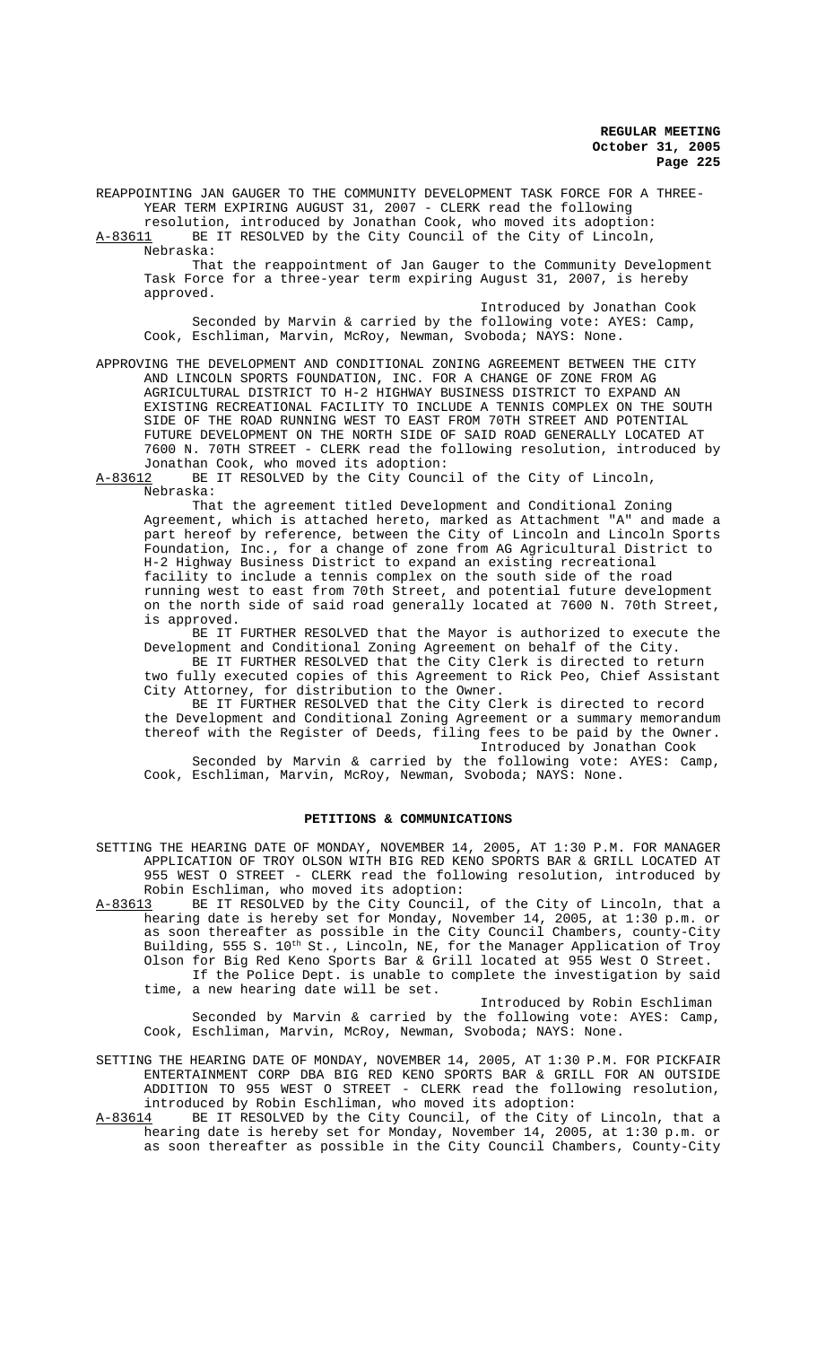REAPPOINTING JAN GAUGER TO THE COMMUNITY DEVELOPMENT TASK FORCE FOR A THREE-YEAR TERM EXPIRING AUGUST 31, 2007 - CLERK read the following resolution, introduced by Jonathan Cook, who moved its adoption:

A-83611 BE IT RESOLVED by the City Council of the City of Lincoln, Nebraska:

That the reappointment of Jan Gauger to the Community Development Task Force for a three-year term expiring August 31, 2007, is hereby approved.

Introduced by Jonathan Cook

Seconded by Marvin & carried by the following vote: AYES: Camp, Cook, Eschliman, Marvin, McRoy, Newman, Svoboda; NAYS: None.

APPROVING THE DEVELOPMENT AND CONDITIONAL ZONING AGREEMENT BETWEEN THE CITY AND LINCOLN SPORTS FOUNDATION, INC. FOR A CHANGE OF ZONE FROM AG AGRICULTURAL DISTRICT TO H-2 HIGHWAY BUSINESS DISTRICT TO EXPAND AN EXISTING RECREATIONAL FACILITY TO INCLUDE A TENNIS COMPLEX ON THE SOUTH SIDE OF THE ROAD RUNNING WEST TO EAST FROM 70TH STREET AND POTENTIAL FUTURE DEVELOPMENT ON THE NORTH SIDE OF SAID ROAD GENERALLY LOCATED AT 7600 N. 70TH STREET - CLERK read the following resolution, introduced by Jonathan Cook, who moved its adoption:

A-83612 BE IT RESOLVED by the City Council of the City of Lincoln, Nebraska:

That the agreement titled Development and Conditional Zoning Agreement, which is attached hereto, marked as Attachment "A" and made a part hereof by reference, between the City of Lincoln and Lincoln Sports Foundation, Inc., for a change of zone from AG Agricultural District to H-2 Highway Business District to expand an existing recreational facility to include a tennis complex on the south side of the road running west to east from 70th Street, and potential future development on the north side of said road generally located at 7600 N. 70th Street, is approved.

BE IT FURTHER RESOLVED that the Mayor is authorized to execute the Development and Conditional Zoning Agreement on behalf of the City.

BE IT FURTHER RESOLVED that the City Clerk is directed to return two fully executed copies of this Agreement to Rick Peo, Chief Assistant City Attorney, for distribution to the Owner.

BE IT FURTHER RESOLVED that the City Clerk is directed to record the Development and Conditional Zoning Agreement or a summary memorandum thereof with the Register of Deeds, filing fees to be paid by the Owner.

Introduced by Jonathan Cook

Seconded by Marvin & carried by the following vote: AYES: Camp, Cook, Eschliman, Marvin, McRoy, Newman, Svoboda; NAYS: None.

## PETITIONS & COMMUNICATIONS

SETTING THE HEARING DATE OF MONDAY, NOVEMBER 14, 2005, AT 1:30 P.M. FOR MANAGER APPLICATION OF TROY OLSON WITH BIG RED KENO SPORTS BAR & GRILL LOCATED AT 955 WEST O STREET - CLERK read the following resolution, introduced by Robin Eschliman, who moved its adoption:

A-83613 BE IT RESOLVED by the City Council, of the City of Lincoln, that a hearing date is hereby set for Monday, November 14, 2005, at 1:30 p.m. or as soon thereafter as possible in the City Council Chambers, county-City Building, 555 S. 10th St., Lincoln, NE, for the Manager Application of Troy Olson for Big Red Keno Sports Bar & Grill located at 955 West O Street.

If the Police Dept. is unable to complete the investigation by said time, a new hearing date will be set.

Introduced by Robin Eschliman

Seconded by Marvin & carried by the following vote: AYES: Camp, Cook, Eschliman, Marvin, McRoy, Newman, Svoboda; NAYS: None.

SETTING THE HEARING DATE OF MONDAY, NOVEMBER 14, 2005, AT 1:30 P.M. FOR PICKFAIR ENTERTAINMENT CORP DBA BIG RED KENO SPORTS BAR & GRILL FOR AN OUTSIDE ADDITION TO 955 WEST O STREET - CLERK read the following resolution, introduced by Robin Eschliman, who moved its adoption:

A-83614 BE IT RESOLVED by the City Council, of the City of Lincoln, that a hearing date is hereby set for Monday, November 14, 2005, at 1:30 p.m. or as soon thereafter as possible in the City Council Chambers, County-City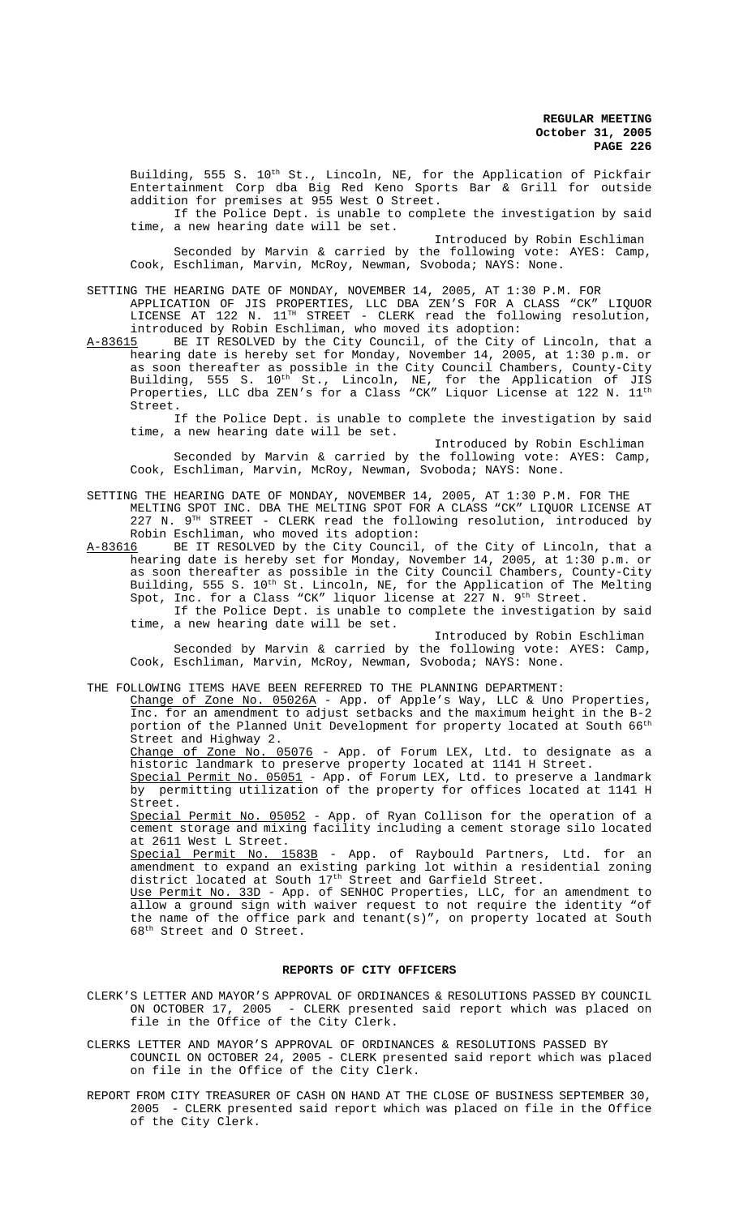Building, 555 S. 10th St., Lincoln, NE, for the Application of Pickfair Entertainment Corp dba Big Red Keno Sports Bar & Grill for outside addition for premises at 955 West O Street.

If the Police Dept. is unable to complete the investigation by said time, a new hearing date will be set.

Introduced by Robin Eschliman

Seconded by Marvin & carried by the following vote: AYES: Camp, Cook, Eschliman, Marvin, McRoy, Newman, Svoboda; NAYS: None.

SETTING THE HEARING DATE OF MONDAY, NOVEMBER 14, 2005, AT 1:30 P.M. FOR APPLICATION OF JIS PROPERTIES, LLC DBA ZEN'S FOR A CLASS "CK" LIQUOR LICENSE AT 122 N. 11TH STREET - CLERK read the following resolution, introduced by Robin Eschliman, who moved its adoption:

A-83615 BE IT RESOLVED by the City Council, of the City of Lincoln, that a hearing date is hereby set for Monday, November 14, 2005, at 1:30 p.m. or as soon thereafter as possible in the City Council Chambers, County-City Building, 555 S. 10th St., Lincoln, NE, for the Application of JIS Properties, LLC dba ZEN's for a Class "CK" Liquor License at 122 N. 11th Street.

If the Police Dept. is unable to complete the investigation by said time, a new hearing date will be set.

Introduced by Robin Eschliman

Seconded by Marvin & carried by the following vote: AYES: Camp, Cook, Eschliman, Marvin, McRoy, Newman, Svoboda; NAYS: None.

SETTING THE HEARING DATE OF MONDAY, NOVEMBER 14, 2005, AT 1:30 P.M. FOR THE MELTING SPOT INC. DBA THE MELTING SPOT FOR A CLASS "CK" LIQUOR LICENSE AT 227 N. 9TH STREET - CLERK read the following resolution, introduced by Robin Eschliman, who moved its adoption:

A-83616 BE IT RESOLVED by the City Council, of the City of Lincoln, that a hearing date is hereby set for Monday, November 14, 2005, at 1:30 p.m. or as soon thereafter as possible in the City Council Chambers, County-City Building, 555 S. 10th St. Lincoln, NE, for the Application of The Melting Spot, Inc. for a Class "CK" liquor license at 227 N. 9th Street.

If the Police Dept. is unable to complete the investigation by said time, a new hearing date will be set.

Introduced by Robin Eschliman

Seconded by Marvin & carried by the following vote: AYES: Camp, Cook, Eschliman, Marvin, McRoy, Newman, Svoboda; NAYS: None.

THE FOLLOWING ITEMS HAVE BEEN REFERRED TO THE PLANNING DEPARTMENT:

Change of Zone No. 05026A - App. of Apple's Way, LLC & Uno Properties, Inc. for an amendment to adjust setbacks and the maximum height in the B-2 portion of the Planned Unit Development for property located at South 66th Street and Highway 2.

Change of Zone No. 05076 - App. of Forum LEX, Ltd. to designate as a historic landmark to preserve property located at 1141 H Street.

Special Permit No. 05051 - App. of Forum LEX, Ltd. to preserve a landmark by permitting utilization of the property for offices located at 1141 H Street.

Special Permit No. 05052 - App. of Ryan Collison for the operation of a cement storage and mixing facility including a cement storage silo located at 2611 West L Street.

Special Permit No. 1583B - App. of Raybould Partners, Ltd. for an amendment to expand an existing parking lot within a residential zoning district located at South 17th Street and Garfield Street.

Use Permit No. 33D - App. of SENHOC Properties, LLC, for an amendment to allow a ground sign with waiver request to not require the identity "of the name of the office park and tenant(s)", on property located at South 68th Street and O Street.

## REPORTS OF CITY OFFICERS

CLERK'S LETTER AND MAYOR'S APPROVAL OF ORDINANCES & RESOLUTIONS PASSED BY COUNCIL ON OCTOBER 17, 2005 - CLERK presented said report which was placed on file in the Office of the City Clerk.

CLERKS LETTER AND MAYOR'S APPROVAL OF ORDINANCES & RESOLUTIONS PASSED BY COUNCIL ON OCTOBER 24, 2005 - CLERK presented said report which was placed on file in the Office of the City Clerk.

REPORT FROM CITY TREASURER OF CASH ON HAND AT THE CLOSE OF BUSINESS SEPTEMBER 30, 2005 - CLERK presented said report which was placed on file in the Office of the City Clerk.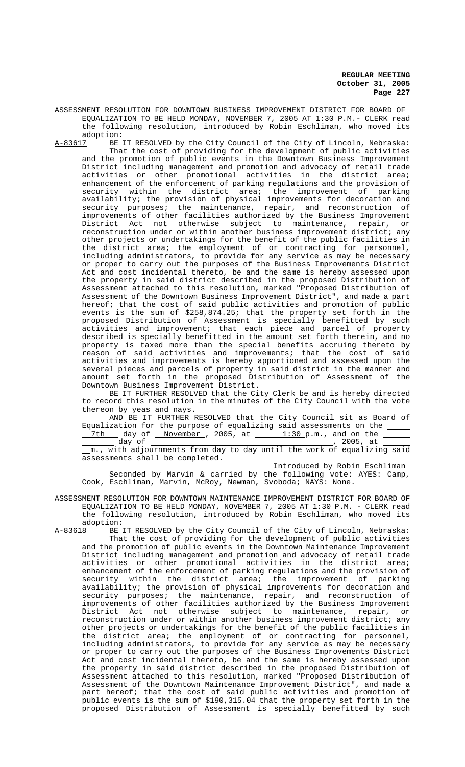ASSESSMENT RESOLUTION FOR DOWNTOWN BUSINESS IMPROVEMENT DISTRICT FOR BOARD OF EQUALIZATION TO BE HELD MONDAY, NOVEMBER 7, 2005 AT 1:30 P.M.- CLERK read the following resolution, introduced by Robin Eschliman, who moved its adoption:

A-83617 BE IT RESOLVED by the City Council of the City of Lincoln, Nebraska:

That the cost of providing for the development of public activities and the promotion of public events in the Downtown Business Improvement District including management and promotion and advocacy of retail trade activities or other promotional activities in the district area; enhancement of the enforcement of parking regulations and the provision of security within the district area; the improvement of parking availability; the provision of physical improvements for decoration and security purposes; the maintenance, repair, and reconstruction of improvements of other facilities authorized by the Business Improvement District Act not otherwise subject to maintenance, repair, or reconstruction under or within another business improvement district; any other projects or undertakings for the benefit of the public facilities in the district area; the employment of or contracting for personnel, including administrators, to provide for any service as may be necessary or proper to carry out the purposes of the Business Improvements District Act and cost incidental thereto, be and the same is hereby assessed upon the property in said district described in the proposed Distribution of Assessment attached to this resolution, marked "Proposed Distribution of Assessment of the Downtown Business Improvement District", and made a part hereof; that the cost of said public activities and promotion of public events is the sum of $258,874.25; that the property set forth in the proposed Distribution of Assessment is specially benefitted by such activities and improvement; that each piece and parcel of property described is specially benefitted in the amount set forth therein, and no property is taxed more than the special benefits accruing thereto by reason of said activities and improvements; that the cost of said activities and improvements is hereby apportioned and assessed upon the several pieces and parcels of property in said district in the manner and amount set forth in the proposed Distribution of Assessment of the Downtown Business Improvement District.

BE IT FURTHER RESOLVED that the City Clerk be and is hereby directed to record this resolution in the minutes of the City Council with the vote thereon by yeas and nays.

AND BE IT FURTHER RESOLVED that the City Council sit as Board of Equalization for the purpose of equalizing said assessments on the 7th day of November, 2005, at 1:30 p.m., and on the ____ day of ____________, 2005, at ____ m., with adjournments from day to day until the work of equalizing said assessments shall be completed.

Introduced by Robin Eschliman

Seconded by Marvin & carried by the following vote: AYES: Camp, Cook, Eschliman, Marvin, McRoy, Newman, Svoboda; NAYS: None.

ASSESSMENT RESOLUTION FOR DOWNTOWN MAINTENANCE IMPROVEMENT DISTRICT FOR BOARD OF EQUALIZATION TO BE HELD MONDAY, NOVEMBER 7, 2005 AT 1:30 P.M. - CLERK read the following resolution, introduced by Robin Eschliman, who moved its adoption:

A-83618 BE IT RESOLVED by the City Council of the City of Lincoln, Nebraska:

That the cost of providing for the development of public activities and the promotion of public events in the Downtown Maintenance Improvement District including management and promotion and advocacy of retail trade activities or other promotional activities in the district area; enhancement of the enforcement of parking regulations and the provision of security within the district area; the improvement of parking availability; the provision of physical improvements for decoration and security purposes; the maintenance, repair, and reconstruction of improvements of other facilities authorized by the Business Improvement District Act not otherwise subject to maintenance, repair, or reconstruction under or within another business improvement district; any other projects or undertakings for the benefit of the public facilities in the district area; the employment of or contracting for personnel, including administrators, to provide for any service as may be necessary or proper to carry out the purposes of the Business Improvements District Act and cost incidental thereto, be and the same is hereby assessed upon the property in said district described in the proposed Distribution of Assessment attached to this resolution, marked "Proposed Distribution of Assessment of the Downtown Maintenance Improvement District", and made a part hereof; that the cost of said public activities and promotion of public events is the sum of $190,315.04 that the property set forth in the proposed Distribution of Assessment is specially benefitted by such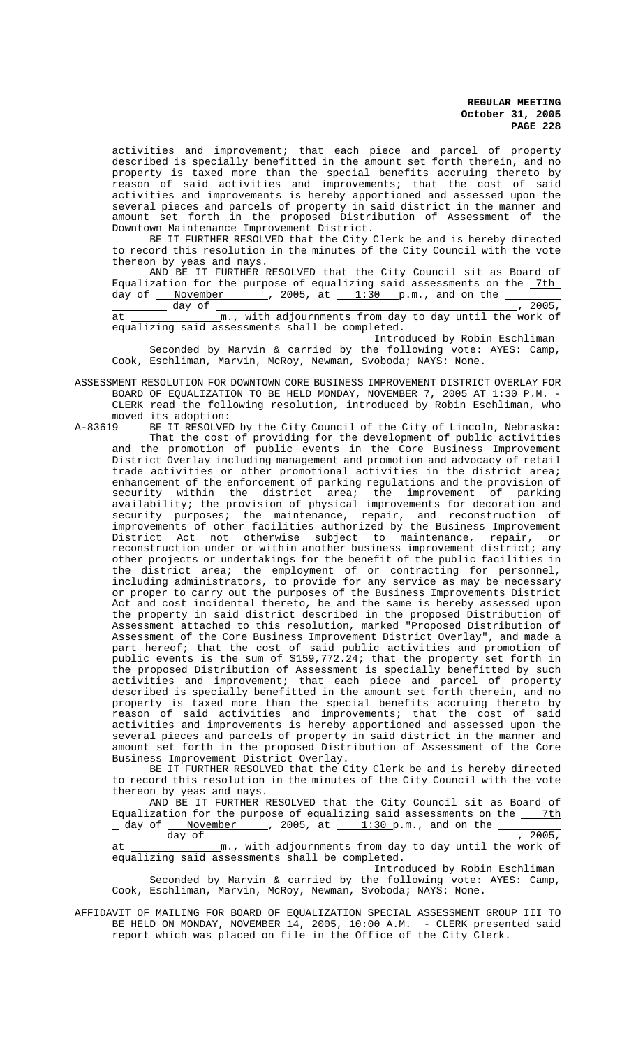activities and improvement; that each piece and parcel of property described is specially benefitted in the amount set forth therein, and no property is taxed more than the special benefits accruing thereto by reason of said activities and improvements; that the cost of said activities and improvements is hereby apportioned and assessed upon the several pieces and parcels of property in said district in the manner and amount set forth in the proposed Distribution of Assessment of the Downtown Maintenance Improvement District.

BE IT FURTHER RESOLVED that the City Clerk be and is hereby directed to record this resolution in the minutes of the City Council with the vote thereon by yeas and nays.

AND BE IT FURTHER RESOLVED that the City Council sit as Board of Equalization for the purpose of equalizing said assessments on the 7th day of November, 2005, at 1:30 p.m., and on the ________ day of ________________________, 2005, at ____________m., with adjournments from day to day until the work of equalizing said assessments shall be completed.

Introduced by Robin Eschliman

Seconded by Marvin & carried by the following vote: AYES: Camp, Cook, Eschliman, Marvin, McRoy, Newman, Svoboda; NAYS: None.

ASSESSMENT RESOLUTION FOR DOWNTOWN CORE BUSINESS IMPROVEMENT DISTRICT OVERLAY FOR BOARD OF EQUALIZATION TO BE HELD MONDAY, NOVEMBER 7, 2005 AT 1:30 P.M. - CLERK read the following resolution, introduced by Robin Eschliman, who moved its adoption:

A-83619 BE IT RESOLVED by the City Council of the City of Lincoln, Nebraska:

That the cost of providing for the development of public activities and the promotion of public events in the Core Business Improvement District Overlay including management and promotion and advocacy of retail trade activities or other promotional activities in the district area; enhancement of the enforcement of parking regulations and the provision of security within the district area; the improvement of parking availability; the provision of physical improvements for decoration and security purposes; the maintenance, repair, and reconstruction of improvements of other facilities authorized by the Business Improvement District Act not otherwise subject to maintenance, repair, or reconstruction under or within another business improvement district; any other projects or undertakings for the benefit of the public facilities in the district area; the employment of or contracting for personnel, including administrators, to provide for any service as may be necessary or proper to carry out the purposes of the Business Improvements District Act and cost incidental thereto, be and the same is hereby assessed upon the property in said district described in the proposed Distribution of Assessment attached to this resolution, marked "Proposed Distribution of Assessment of the Core Business Improvement District Overlay", and made a part hereof; that the cost of said public activities and promotion of public events is the sum of $159,772.24; that the property set forth in the proposed Distribution of Assessment is specially benefitted by such activities and improvement; that each piece and parcel of property described is specially benefitted in the amount set forth therein, and no property is taxed more than the special benefits accruing thereto by reason of said activities and improvements; that the cost of said activities and improvements is hereby apportioned and assessed upon the several pieces and parcels of property in said district in the manner and amount set forth in the proposed Distribution of Assessment of the Core Business Improvement District Overlay.

BE IT FURTHER RESOLVED that the City Clerk be and is hereby directed to record this resolution in the minutes of the City Council with the vote thereon by yeas and nays.

AND BE IT FURTHER RESOLVED that the City Council sit as Board of Equalization for the purpose of equalizing said assessments on the 7th day of November, 2005, at 1:30 p.m., and on the ________ day of ________________________, 2005, at ____________m., with adjournments from day to day until the work of equalizing said assessments shall be completed.

Introduced by Robin Eschliman

Seconded by Marvin & carried by the following vote: AYES: Camp, Cook, Eschliman, Marvin, McRoy, Newman, Svoboda; NAYS: None.

AFFIDAVIT OF MAILING FOR BOARD OF EQUALIZATION SPECIAL ASSESSMENT GROUP III TO BE HELD ON MONDAY, NOVEMBER 14, 2005, 10:00 A.M. - CLERK presented said report which was placed on file in the Office of the City Clerk.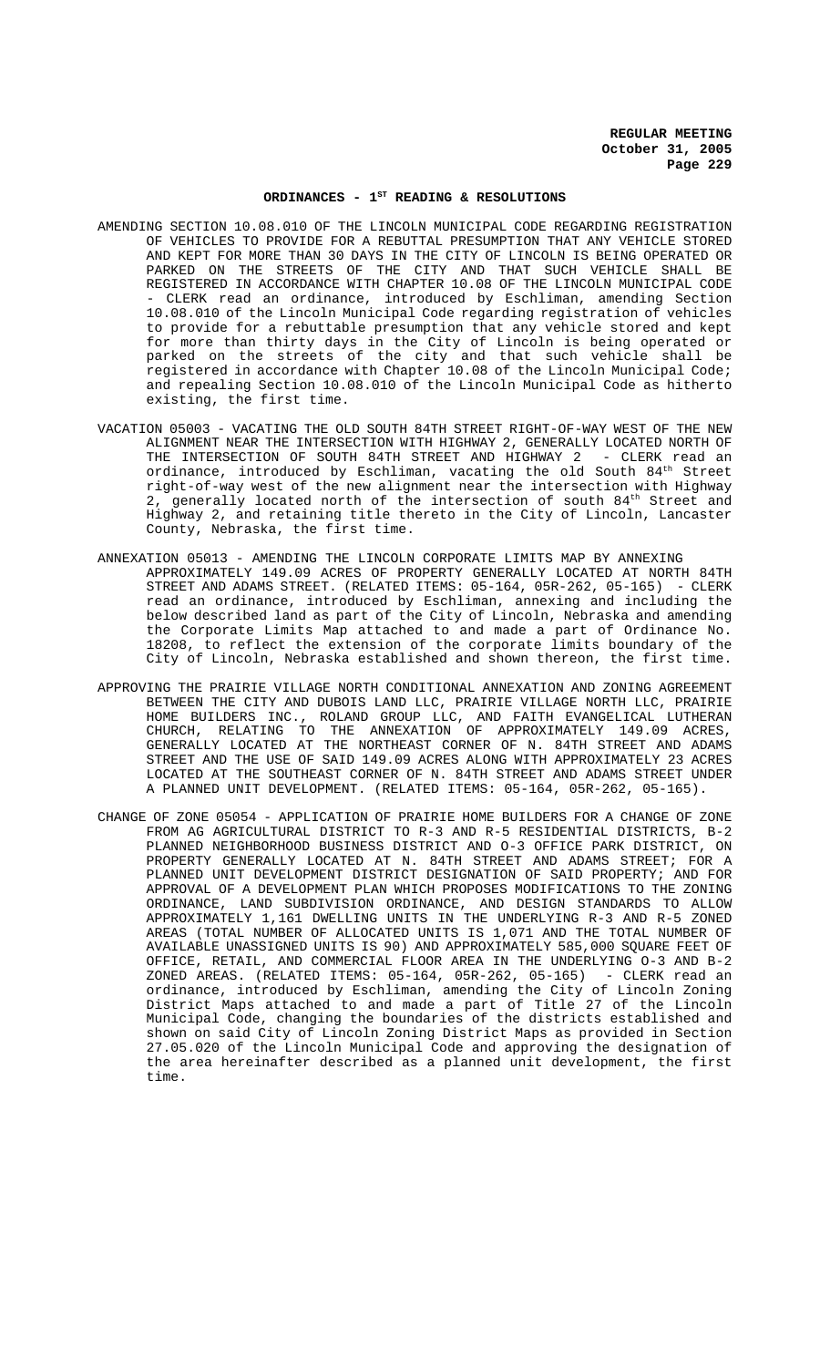## ORDINANCES - 1ST READING & RESOLUTIONS

AMENDING SECTION 10.08.010 OF THE LINCOLN MUNICIPAL CODE REGARDING REGISTRATION OF VEHICLES TO PROVIDE FOR A REBUTTAL PRESUMPTION THAT ANY VEHICLE STORED AND KEPT FOR MORE THAN 30 DAYS IN THE CITY OF LINCOLN IS BEING OPERATED OR PARKED ON THE STREETS OF THE CITY AND THAT SUCH VEHICLE SHALL BE REGISTERED IN ACCORDANCE WITH CHAPTER 10.08 OF THE LINCOLN MUNICIPAL CODE - CLERK read an ordinance, introduced by Eschliman, amending Section 10.08.010 of the Lincoln Municipal Code regarding registration of vehicles to provide for a rebuttable presumption that any vehicle stored and kept for more than thirty days in the City of Lincoln is being operated or parked on the streets of the city and that such vehicle shall be registered in accordance with Chapter 10.08 of the Lincoln Municipal Code; and repealing Section 10.08.010 of the Lincoln Municipal Code as hitherto existing, the first time.

VACATION 05003 - VACATING THE OLD SOUTH 84TH STREET RIGHT-OF-WAY WEST OF THE NEW ALIGNMENT NEAR THE INTERSECTION WITH HIGHWAY 2, GENERALLY LOCATED NORTH OF THE INTERSECTION OF SOUTH 84TH STREET AND HIGHWAY 2 - CLERK read an ordinance, introduced by Eschliman, vacating the old South 84th Street right-of-way west of the new alignment near the intersection with Highway 2, generally located north of the intersection of south 84th Street and Highway 2, and retaining title thereto in the City of Lincoln, Lancaster County, Nebraska, the first time.

ANNEXATION 05013 - AMENDING THE LINCOLN CORPORATE LIMITS MAP BY ANNEXING APPROXIMATELY 149.09 ACRES OF PROPERTY GENERALLY LOCATED AT NORTH 84TH STREET AND ADAMS STREET. (RELATED ITEMS: 05-164, 05R-262, 05-165) - CLERK read an ordinance, introduced by Eschliman, annexing and including the below described land as part of the City of Lincoln, Nebraska and amending the Corporate Limits Map attached to and made a part of Ordinance No. 18208, to reflect the extension of the corporate limits boundary of the City of Lincoln, Nebraska established and shown thereon, the first time.

APPROVING THE PRAIRIE VILLAGE NORTH CONDITIONAL ANNEXATION AND ZONING AGREEMENT BETWEEN THE CITY AND DUBOIS LAND LLC, PRAIRIE VILLAGE NORTH LLC, PRAIRIE HOME BUILDERS INC., ROLAND GROUP LLC, AND FAITH EVANGELICAL LUTHERAN CHURCH, RELATING TO THE ANNEXATION OF APPROXIMATELY 149.09 ACRES, GENERALLY LOCATED AT THE NORTHEAST CORNER OF N. 84TH STREET AND ADAMS STREET AND THE USE OF SAID 149.09 ACRES ALONG WITH APPROXIMATELY 23 ACRES LOCATED AT THE SOUTHEAST CORNER OF N. 84TH STREET AND ADAMS STREET UNDER A PLANNED UNIT DEVELOPMENT. (RELATED ITEMS: 05-164, 05R-262, 05-165).

CHANGE OF ZONE 05054 - APPLICATION OF PRAIRIE HOME BUILDERS FOR A CHANGE OF ZONE FROM AG AGRICULTURAL DISTRICT TO R-3 AND R-5 RESIDENTIAL DISTRICTS, B-2 PLANNED NEIGHBORHOOD BUSINESS DISTRICT AND O-3 OFFICE PARK DISTRICT, ON PROPERTY GENERALLY LOCATED AT N. 84TH STREET AND ADAMS STREET; FOR A PLANNED UNIT DEVELOPMENT DISTRICT DESIGNATION OF SAID PROPERTY; AND FOR APPROVAL OF A DEVELOPMENT PLAN WHICH PROPOSES MODIFICATIONS TO THE ZONING ORDINANCE, LAND SUBDIVISION ORDINANCE, AND DESIGN STANDARDS TO ALLOW APPROXIMATELY 1,161 DWELLING UNITS IN THE UNDERLYING R-3 AND R-5 ZONED AREAS (TOTAL NUMBER OF ALLOCATED UNITS IS 1,071 AND THE TOTAL NUMBER OF AVAILABLE UNASSIGNED UNITS IS 90) AND APPROXIMATELY 585,000 SQUARE FEET OF OFFICE, RETAIL, AND COMMERCIAL FLOOR AREA IN THE UNDERLYING O-3 AND B-2 ZONED AREAS. (RELATED ITEMS: 05-164, 05R-262, 05-165) - CLERK read an ordinance, introduced by Eschliman, amending the City of Lincoln Zoning District Maps attached to and made a part of Title 27 of the Lincoln Municipal Code, changing the boundaries of the districts established and shown on said City of Lincoln Zoning District Maps as provided in Section 27.05.020 of the Lincoln Municipal Code and approving the designation of the area hereinafter described as a planned unit development, the first time.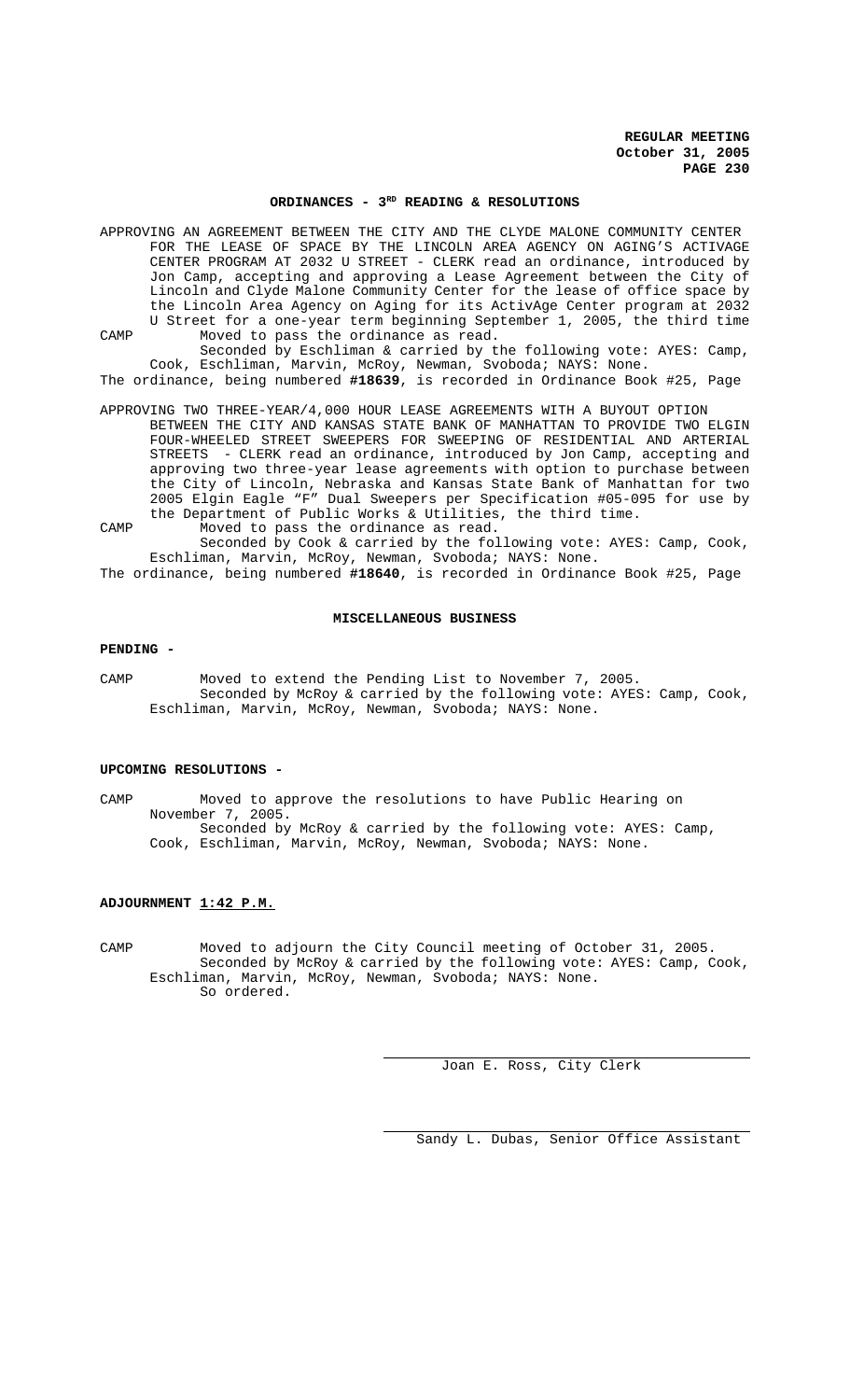**REGULAR MEETING**
**October 31, 2005**

## ORDINANCES - 3RD READING & RESOLUTIONS

APPROVING AN AGREEMENT BETWEEN THE CITY AND THE CLYDE MALONE COMMUNITY CENTER FOR THE LEASE OF SPACE BY THE LINCOLN AREA AGENCY ON AGING'S ACTIVAGE CENTER PROGRAM AT 2032 U STREET - CLERK read an ordinance, introduced by Jon Camp, accepting and approving a Lease Agreement between the City of Lincoln and Clyde Malone Community Center for the lease of office space by the Lincoln Area Agency on Aging for its ActivAge Center program at 2032 U Street for a one-year term beginning September 1, 2005, the third time

CAMP Moved to pass the ordinance as read.
Seconded by Eschliman & carried by the following vote: AYES: Camp, Cook, Eschliman, Marvin, McRoy, Newman, Svoboda; NAYS: None.

The ordinance, being numbered **#18639**, is recorded in Ordinance Book #25, Page

APPROVING TWO THREE-YEAR/4,000 HOUR LEASE AGREEMENTS WITH A BUYOUT OPTION BETWEEN THE CITY AND KANSAS STATE BANK OF MANHATTAN TO PROVIDE TWO ELGIN FOUR-WHEELED STREET SWEEPERS FOR SWEEPING OF RESIDENTIAL AND ARTERIAL STREETS - CLERK read an ordinance, introduced by Jon Camp, accepting and approving two three-year lease agreements with option to purchase between the City of Lincoln, Nebraska and Kansas State Bank of Manhattan for two 2005 Elgin Eagle "F" Dual Sweepers per Specification #05-095 for use by the Department of Public Works & Utilities, the third time.

CAMP Moved to pass the ordinance as read.
Seconded by Cook & carried by the following vote: AYES: Camp, Cook, Eschliman, Marvin, McRoy, Newman, Svoboda; NAYS: None.

The ordinance, being numbered **#18640**, is recorded in Ordinance Book #25, Page

## MISCELLANEOUS BUSINESS

**PENDING -**

CAMP Moved to extend the Pending List to November 7, 2005.
Seconded by McRoy & carried by the following vote: AYES: Camp, Cook, Eschliman, Marvin, McRoy, Newman, Svoboda; NAYS: None.

**UPCOMING RESOLUTIONS -**

CAMP Moved to approve the resolutions to have Public Hearing on November 7, 2005.
Seconded by McRoy & carried by the following vote: AYES: Camp, Cook, Eschliman, Marvin, McRoy, Newman, Svoboda; NAYS: None.

**ADJOURNMENT 1:42 P.M.**

CAMP Moved to adjourn the City Council meeting of October 31, 2005.
Seconded by McRoy & carried by the following vote: AYES: Camp, Cook, Eschliman, Marvin, McRoy, Newman, Svoboda; NAYS: None.
So ordered.

Joan E. Ross, City Clerk

Sandy L. Dubas, Senior Office Assistant